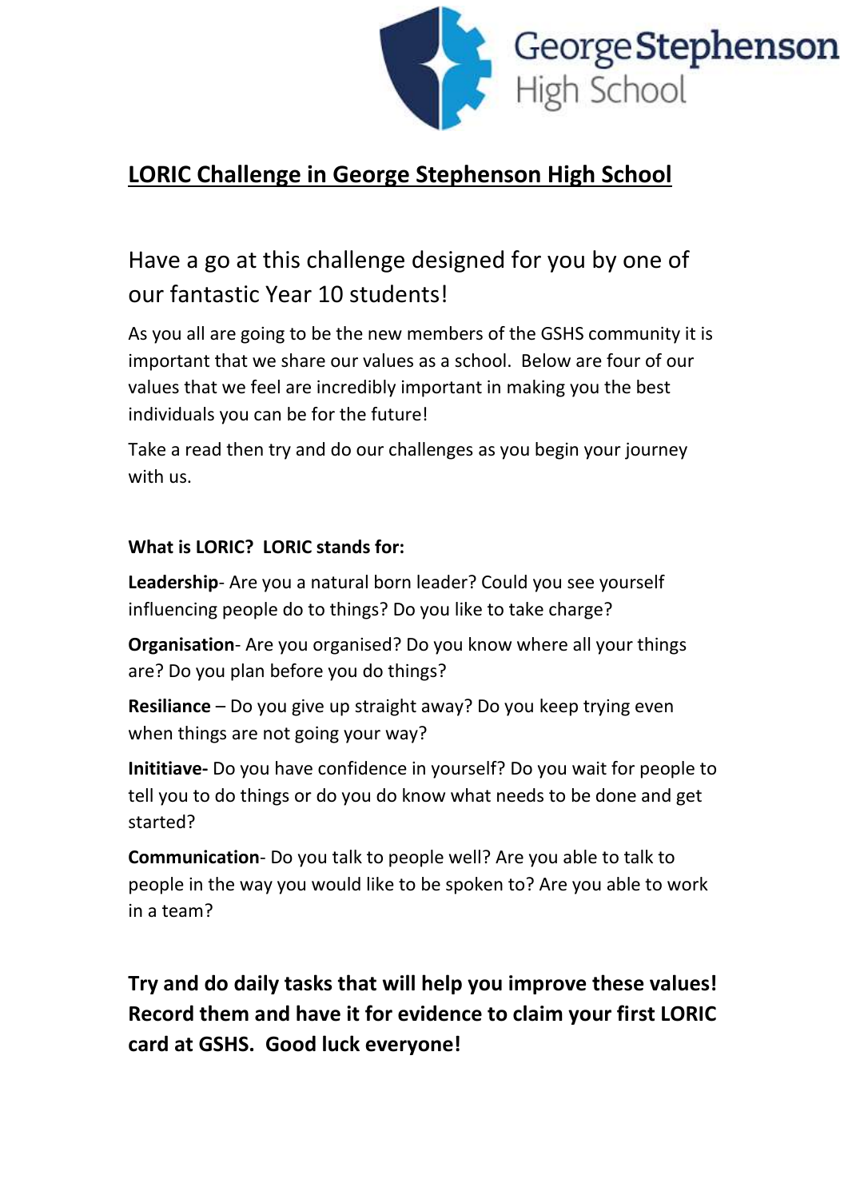# LORIC Challenge in George Stephenson High School

## Have a go at this challenge designed for you by one of our fantastic Year 10 students!

As you all are going to be the new members of the GSHS community it is important that we share our values as a school. Below are four of our values that we feel are incredibly important in making you the best individuals you can be for the future!

Take a read then try and do our challenges as you begin your journey with us.

**What is LORIC? LORIC stands for:**

**Leadership**- Are you a natural born leader? Could you see yourself influencing people do to things? Do you like to take charge?

**Organisation**- Are you organised? Do you know where all your things are? Do you plan before you do things?

**Resiliance** – Do you give up straight away? Do you keep trying even when things are not going your way?

**Inititiave-** Do you have confidence in yourself? Do you wait for people to tell you to do things or do you do know what needs to be done and get started?

**Communication**- Do you talk to people well? Are you able to talk to people in the way you would like to be spoken to? Are you able to work in a team?

**Try and do daily tasks that will help you improve these values! Record them and have it for evidence to claim your first LORIC card at GSHS. Good luck everyone!**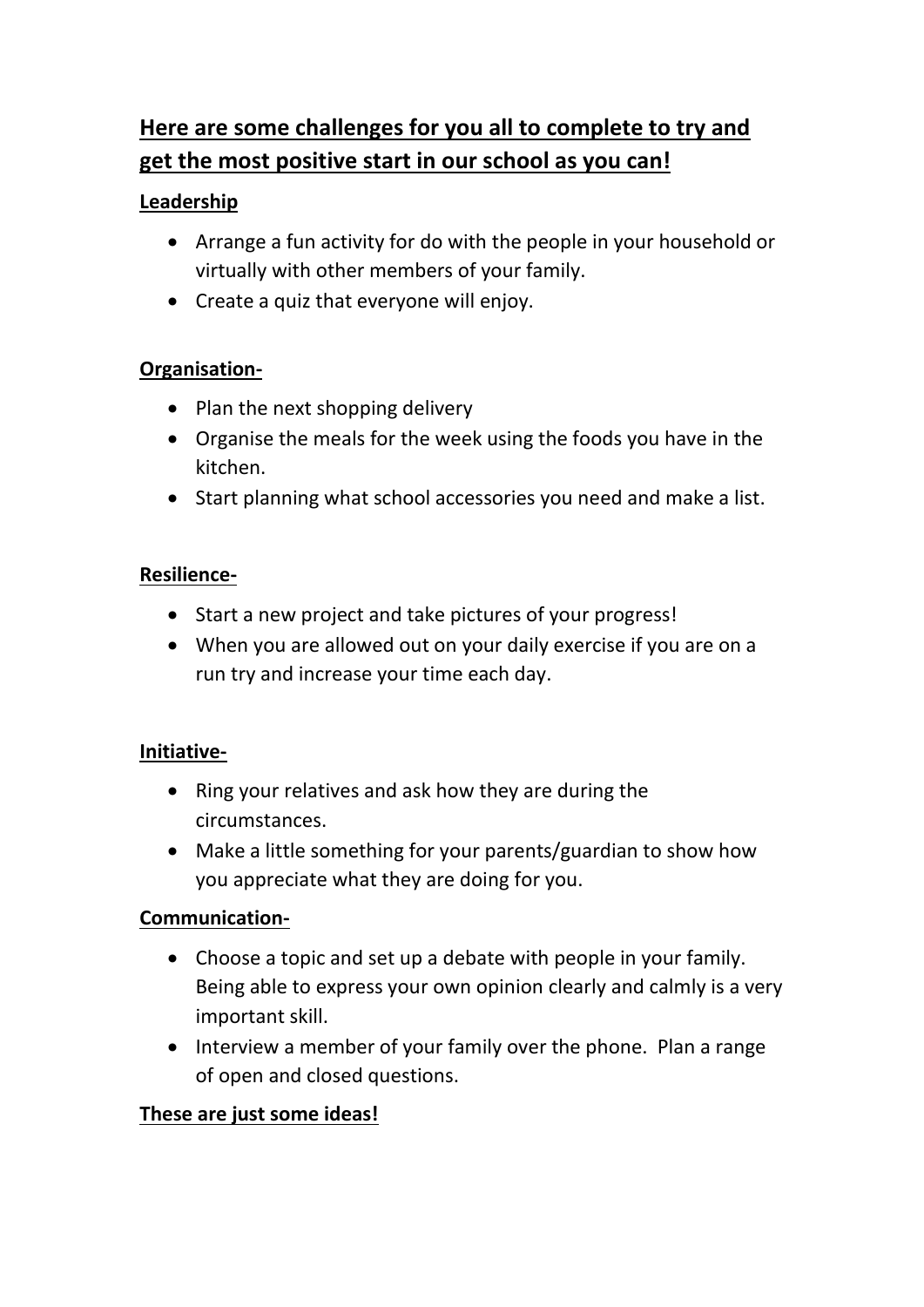## Here are some challenges for you all to complete to try and get the most positive start in our school as you can!

**Leadership**

- Arrange a fun activity for do with the people in your household or virtually with other members of your family.
- Create a quiz that everyone will enjoy.

**Organisation-**

- Plan the next shopping delivery
- Organise the meals for the week using the foods you have in the kitchen.
- Start planning what school accessories you need and make a list.

**Resilience-**

- Start a new project and take pictures of your progress!
- When you are allowed out on your daily exercise if you are on a run try and increase your time each day.

**Initiative-**

- Ring your relatives and ask how they are during the circumstances.
- Make a little something for your parents/guardian to show how you appreciate what they are doing for you.

**Communication-**

- Choose a topic and set up a debate with people in your family. Being able to express your own opinion clearly and calmly is a very important skill.
- Interview a member of your family over the phone. Plan a range of open and closed questions.

**These are just some ideas!**